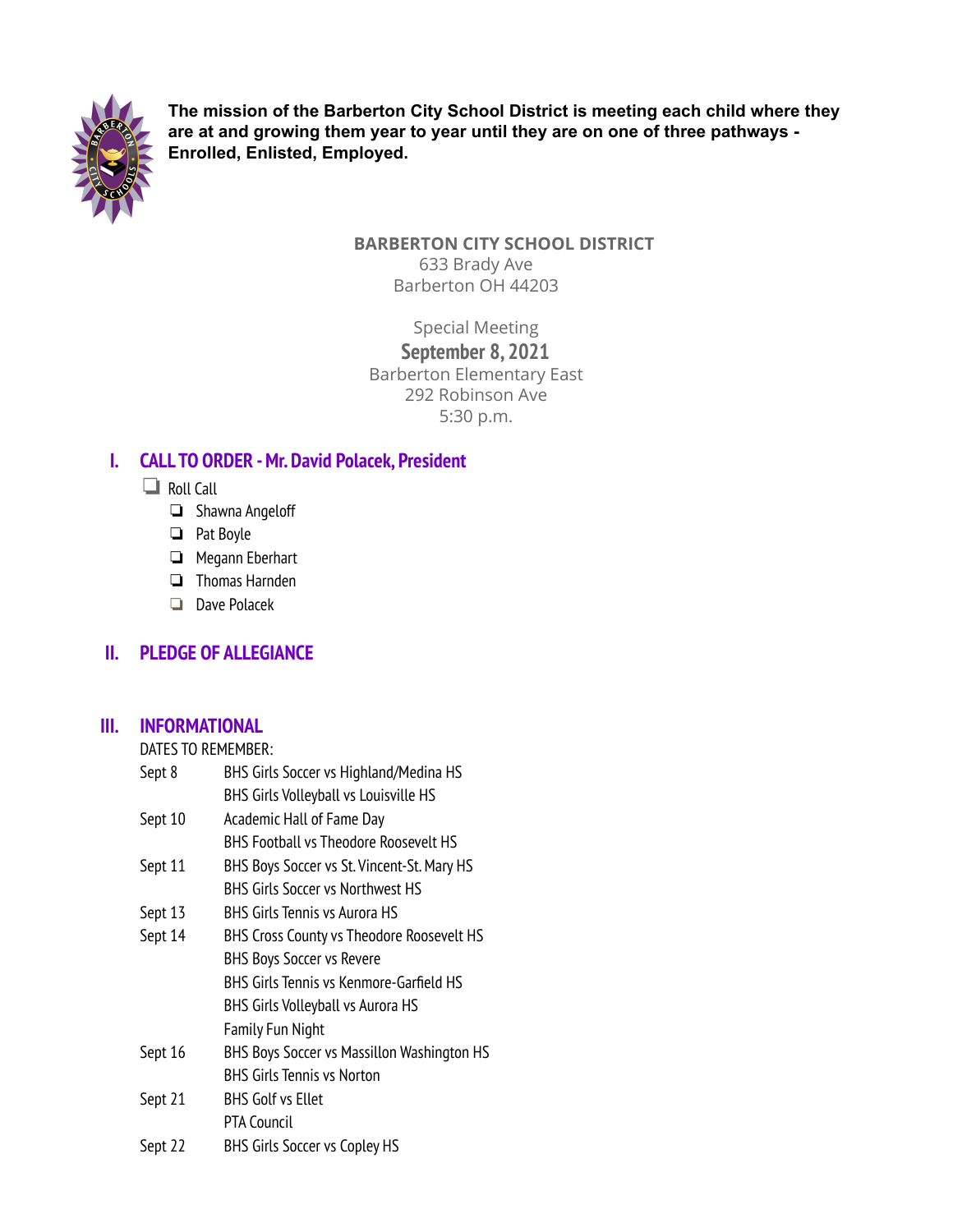**The mission of the Barberton City School District is meeting each child where they are at and growing them year to year until they are on one of three pathways - Enrolled, Enlisted, Employed.**

**BARBERTON CITY SCHOOL DISTRICT**
633 Brady Ave
Barberton OH 44203

Special Meeting
**September 8, 2021**
Barberton Elementary East
292 Robinson Ave
5:30 p.m.

## I. CALL TO ORDER - Mr. David Polacek, President

- ❏ Roll Call
  - ❏ Shawna Angeloff
  - ❏ Pat Boyle
  - ❏ Megann Eberhart
  - ❏ Thomas Harnden
  - ❏ Dave Polacek

## II. PLEDGE OF ALLEGIANCE

## III. INFORMATIONAL

DATES TO REMEMBER:

| | |
|---|---|
| Sept 8 | BHS Girls Soccer vs Highland/Medina HS |
| | BHS Girls Volleyball vs Louisville HS |
| Sept 10 | Academic Hall of Fame Day |
| | BHS Football vs Theodore Roosevelt HS |
| Sept 11 | BHS Boys Soccer vs St. Vincent-St. Mary HS |
| | BHS Girls Soccer vs Northwest HS |
| Sept 13 | BHS Girls Tennis vs Aurora HS |
| Sept 14 | BHS Cross County vs Theodore Roosevelt HS |
| | BHS Boys Soccer vs Revere |
| | BHS Girls Tennis vs Kenmore-Garfield HS |
| | BHS Girls Volleyball vs Aurora HS |
| | Family Fun Night |
| Sept 16 | BHS Boys Soccer vs Massillon Washington HS |
| | BHS Girls Tennis vs Norton |
| Sept 21 | BHS Golf vs Ellet |
| | PTA Council |
| Sept 22 | BHS Girls Soccer vs Copley HS |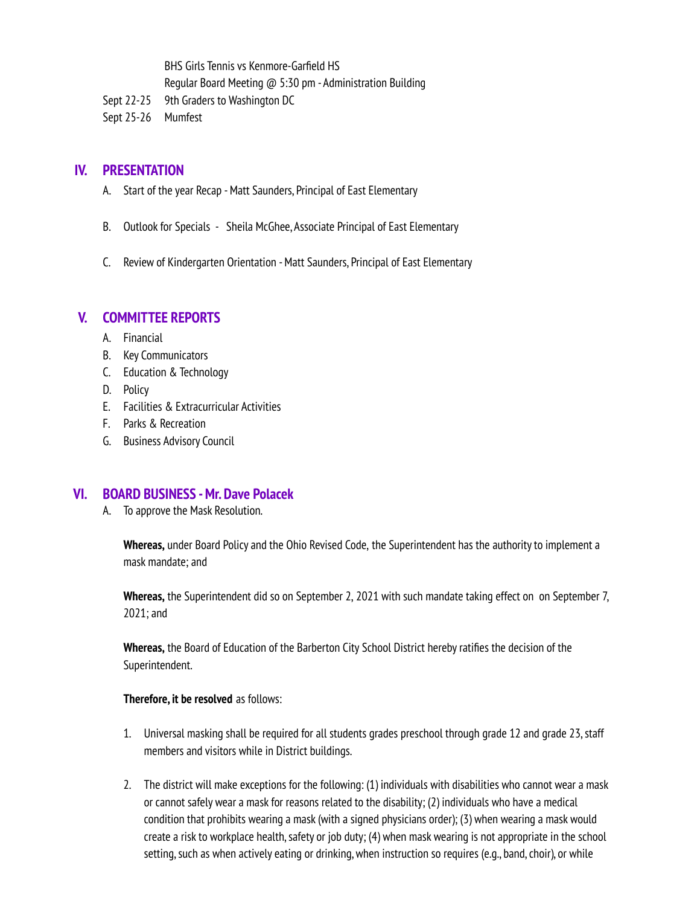BHS Girls Tennis vs Kenmore-Garfield HS
Regular Board Meeting @ 5:30 pm - Administration Building

Sept 22-25 9th Graders to Washington DC

Sept 25-26 Mumfest

## IV. PRESENTATION

A. Start of the year Recap - Matt Saunders, Principal of East Elementary

B. Outlook for Specials - Sheila McGhee, Associate Principal of East Elementary

C. Review of Kindergarten Orientation - Matt Saunders, Principal of East Elementary

## V. COMMITTEE REPORTS

A. Financial
B. Key Communicators
C. Education & Technology
D. Policy
E. Facilities & Extracurricular Activities
F. Parks & Recreation
G. Business Advisory Council

## VI. BOARD BUSINESS - Mr. Dave Polacek

A. To approve the Mask Resolution.

**Whereas,** under Board Policy and the Ohio Revised Code, the Superintendent has the authority to implement a mask mandate; and

**Whereas,** the Superintendent did so on September 2, 2021 with such mandate taking effect on on September 7, 2021; and

**Whereas,** the Board of Education of the Barberton City School District hereby ratifies the decision of the Superintendent.

**Therefore, it be resolved** as follows:

1. Universal masking shall be required for all students grades preschool through grade 12 and grade 23, staff members and visitors while in District buildings.

2. The district will make exceptions for the following: (1) individuals with disabilities who cannot wear a mask or cannot safely wear a mask for reasons related to the disability; (2) individuals who have a medical condition that prohibits wearing a mask (with a signed physicians order); (3) when wearing a mask would create a risk to workplace health, safety or job duty; (4) when mask wearing is not appropriate in the school setting, such as when actively eating or drinking, when instruction so requires (e.g., band, choir), or while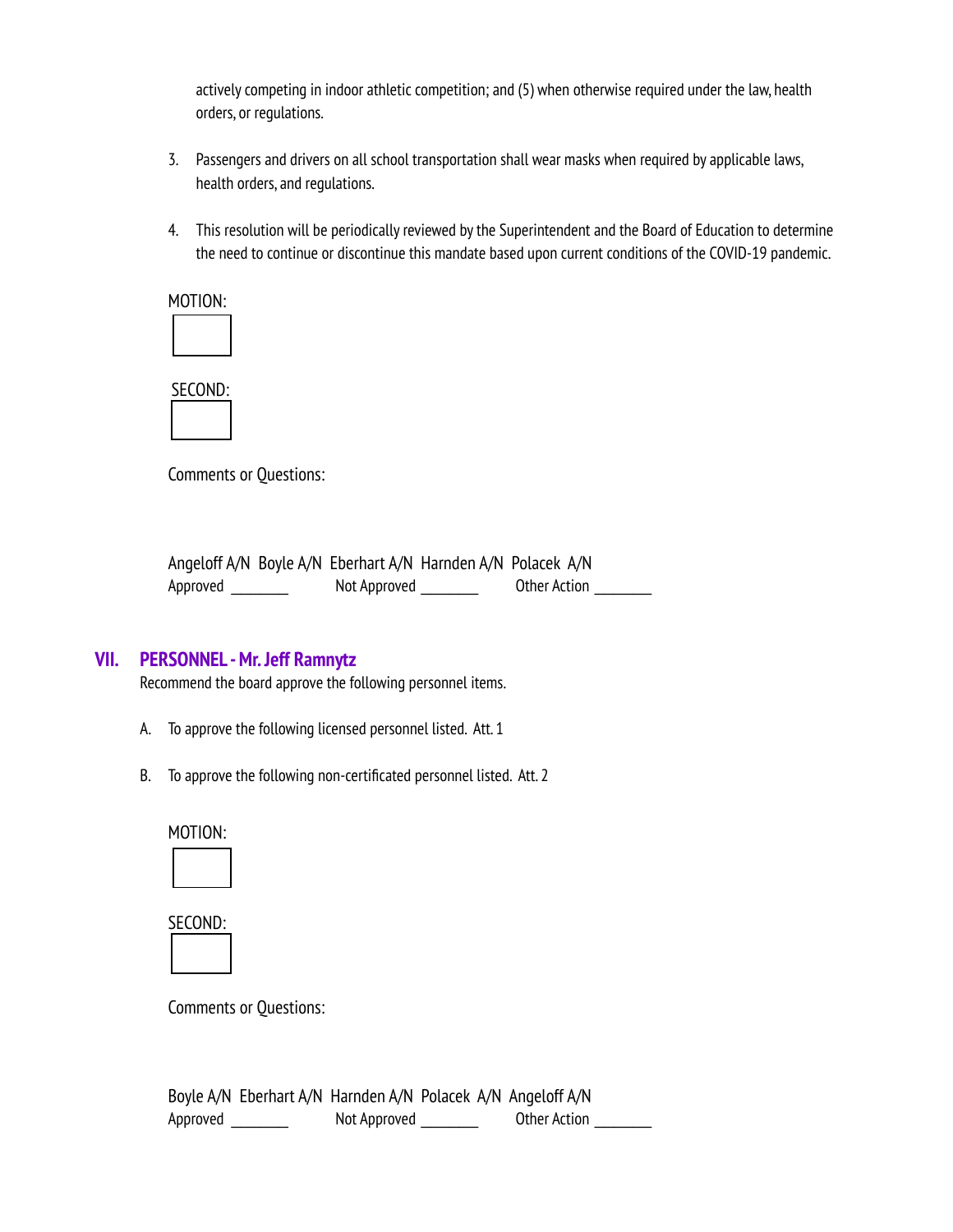actively competing in indoor athletic competition; and (5) when otherwise required under the law, health orders, or regulations.

3. Passengers and drivers on all school transportation shall wear masks when required by applicable laws, health orders, and regulations.

4. This resolution will be periodically reviewed by the Superintendent and the Board of Education to determine the need to continue or discontinue this mandate based upon current conditions of the COVID-19 pandemic.

MOTION:

SECOND:

Comments or Questions:

Angeloff A/N Boyle A/N Eberhart A/N Harnden A/N Polacek A/N
Approved ________ Not Approved ________ Other Action ________

## VII. PERSONNEL - Mr. Jeff Ramnytz

Recommend the board approve the following personnel items.

A. To approve the following licensed personnel listed. Att. 1

B. To approve the following non-certificated personnel listed. Att. 2

MOTION:

SECOND:

Comments or Questions:

Boyle A/N Eberhart A/N Harnden A/N Polacek A/N Angeloff A/N
Approved ________ Not Approved ________ Other Action ________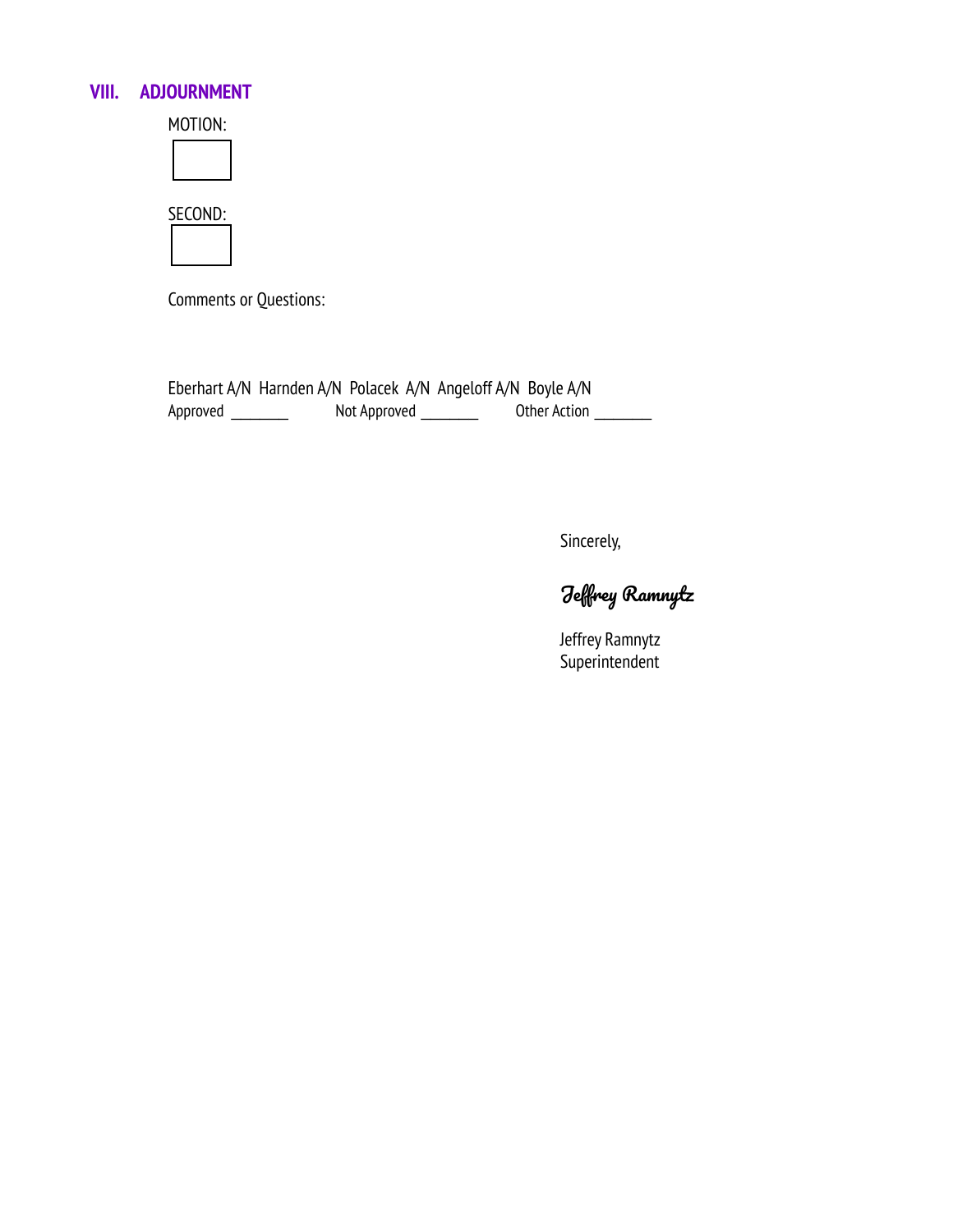## VIII. ADJOURNMENT

MOTION:

SECOND:

Comments or Questions:

Eberhart A/N Harnden A/N Polacek A/N Angeloff A/N Boyle A/N

Approved ________ Not Approved ________ Other Action ________

Sincerely,

*Jeffrey Ramnytz*

Jeffrey Ramnytz
Superintendent